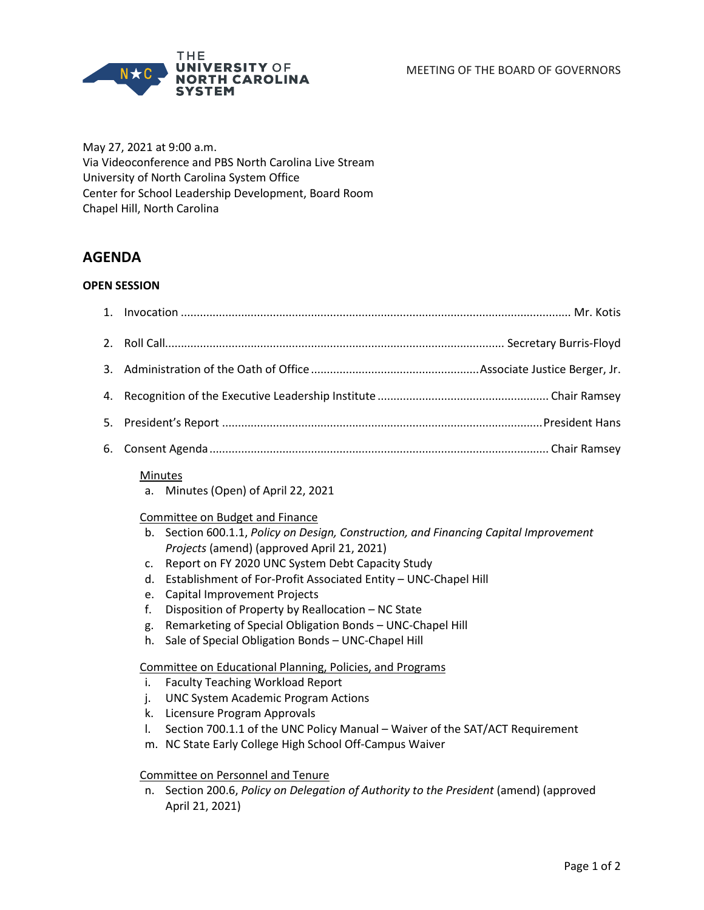THE UNIVERSITY OF NORTH CAROLINA SYSTEM

MEETING OF THE BOARD OF GOVERNORS

May 27, 2021 at 9:00 a.m.
Via Videoconference and PBS North Carolina Live Stream
University of North Carolina System Office
Center for School Leadership Development, Board Room
Chapel Hill, North Carolina

# AGENDA

**OPEN SESSION**

1. Invocation ........................................ Mr. Kotis
2. Roll Call ........................................ Secretary Burris-Floyd
3. Administration of the Oath of Office ........................................ Associate Justice Berger, Jr.
4. Recognition of the Executive Leadership Institute ........................................ Chair Ramsey
5. President's Report ........................................ President Hans
6. Consent Agenda ........................................ Chair Ramsey

   Minutes
   a. Minutes (Open) of April 22, 2021

   Committee on Budget and Finance
   b. Section 600.1.1, *Policy on Design, Construction, and Financing Capital Improvement Projects* (amend) (approved April 21, 2021)
   c. Report on FY 2020 UNC System Debt Capacity Study
   d. Establishment of For-Profit Associated Entity – UNC-Chapel Hill
   e. Capital Improvement Projects
   f. Disposition of Property by Reallocation – NC State
   g. Remarketing of Special Obligation Bonds – UNC-Chapel Hill
   h. Sale of Special Obligation Bonds – UNC-Chapel Hill

   Committee on Educational Planning, Policies, and Programs
   i. Faculty Teaching Workload Report
   j. UNC System Academic Program Actions
   k. Licensure Program Approvals
   l. Section 700.1.1 of the UNC Policy Manual – Waiver of the SAT/ACT Requirement
   m. NC State Early College High School Off-Campus Waiver

   Committee on Personnel and Tenure
   n. Section 200.6, *Policy on Delegation of Authority to the President* (amend) (approved April 21, 2021)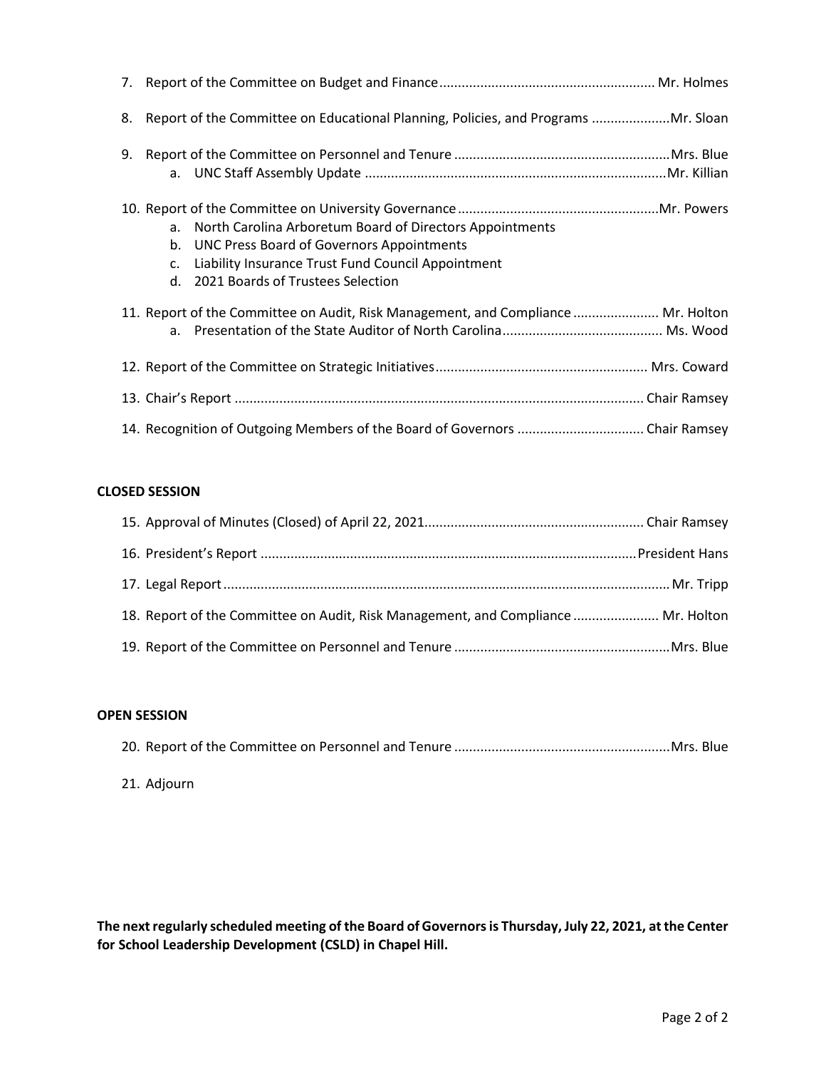7. Report of the Committee on Budget and Finance ........................................................ Mr. Holmes

8. Report of the Committee on Educational Planning, Policies, and Programs .................... Mr. Sloan

9. Report of the Committee on Personnel and Tenure ........................................................ Mrs. Blue
   a. UNC Staff Assembly Update ................................................................................ Mr. Killian

10. Report of the Committee on University Governance ..................................................... Mr. Powers
    a. North Carolina Arboretum Board of Directors Appointments
    b. UNC Press Board of Governors Appointments
    c. Liability Insurance Trust Fund Council Appointment
    d. 2021 Boards of Trustees Selection

11. Report of the Committee on Audit, Risk Management, and Compliance ...................... Mr. Holton
    a. Presentation of the State Auditor of North Carolina .......................................... Ms. Wood

12. Report of the Committee on Strategic Initiatives ........................................................ Mrs. Coward

13. Chair's Report ............................................................................................................ Chair Ramsey

14. Recognition of Outgoing Members of the Board of Governors ................................. Chair Ramsey

**CLOSED SESSION**

15. Approval of Minutes (Closed) of April 22, 2021 .......................................................... Chair Ramsey

16. President's Report ................................................................................................... President Hans

17. Legal Report ........................................................................................................................ Mr. Tripp

18. Report of the Committee on Audit, Risk Management, and Compliance ...................... Mr. Holton

19. Report of the Committee on Personnel and Tenure ......................................................... Mrs. Blue

**OPEN SESSION**

20. Report of the Committee on Personnel and Tenure ......................................................... Mrs. Blue

21. Adjourn

**The next regularly scheduled meeting of the Board of Governors is Thursday, July 22, 2021, at the Center for School Leadership Development (CSLD) in Chapel Hill.**